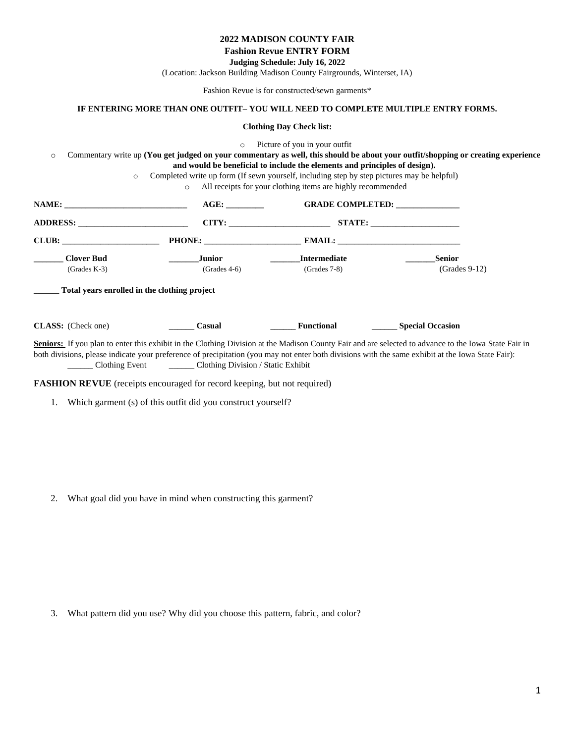**2022 MADISON COUNTY FAIR**

**Fashion Revue ENTRY FORM**

**Judging Schedule: July 16, 2022**

(Location: Jackson Building Madison County Fairgrounds, Winterset, IA)

Fashion Revue is for constructed/sewn garments*

**IF ENTERING MORE THAN ONE OUTFIT– YOU WILL NEED TO COMPLETE MULTIPLE ENTRY FORMS.**

**Clothing Day Check list:**

- Picture of you in your outfit
- Commentary write up **(You get judged on your commentary as well, this should be about your outfit/shopping or creating experience and would be beneficial to include the elements and principles of design).**
- Completed write up form (If sewn yourself, including step by step pictures may be helpful)
- All receipts for your clothing items are highly recommended

**NAME:** ____________________________ **AGE:** _________ **GRADE COMPLETED:** _______________

**ADDRESS:** __________________________ **CITY:** ________________________ **STATE:** _____________________

**CLUB:** _______________________ **PHONE:** ______________________ **EMAIL:** ____________________________

**_______ Clover Bud** (Grades K-3) **_______Junior** (Grades 4-6) **_______Intermediate** (Grades 7-8) **_______Senior** (Grades 9-12)

**______ Total years enrolled in the clothing project**

**CLASS:** (Check one) **______ Casual** **______ Functional** **______ Special Occasion**

**Seniors:** If you plan to enter this exhibit in the Clothing Division at the Madison County Fair and are selected to advance to the Iowa State Fair in both divisions, please indicate your preference of precipitation (you may not enter both divisions with the same exhibit at the Iowa State Fair):
______ Clothing Event ______ Clothing Division / Static Exhibit

**FASHION REVUE** (receipts encouraged for record keeping, but not required)

1. Which garment (s) of this outfit did you construct yourself?

2. What goal did you have in mind when constructing this garment?

3. What pattern did you use? Why did you choose this pattern, fabric, and color?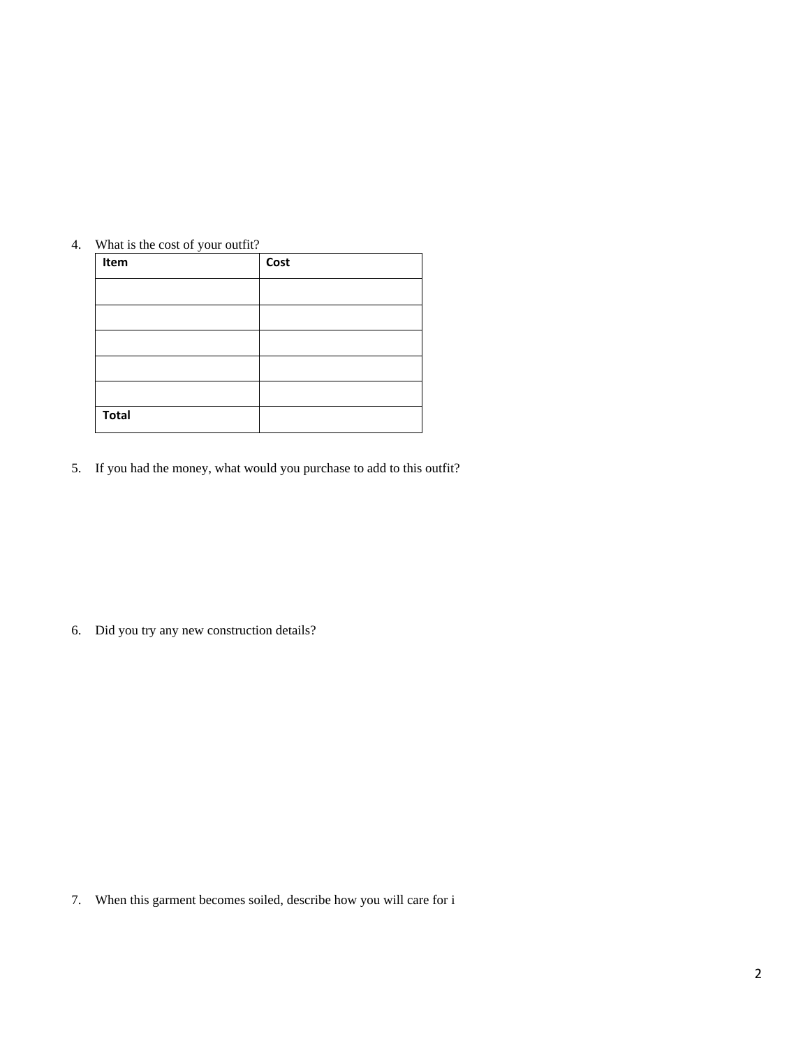4. What is the cost of your outfit?

| Item | Cost |
| --- | --- |
| | |
| | |
| | |
| | |
| | |
| **Total** | |

5. If you had the money, what would you purchase to add to this outfit?

6. Did you try any new construction details?

7. When this garment becomes soiled, describe how you will care for i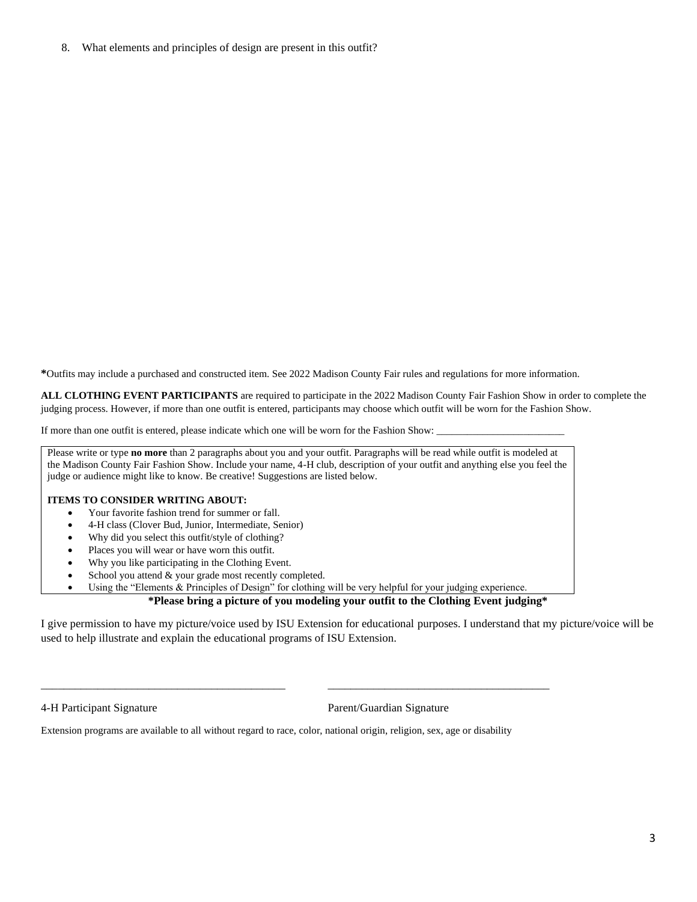8. What elements and principles of design are present in this outfit?

***Outfits may include a purchased and constructed item. See 2022 Madison County Fair rules and regulations for more information.

**ALL CLOTHING EVENT PARTICIPANTS** are required to participate in the 2022 Madison County Fair Fashion Show in order to complete the judging process. However, if more than one outfit is entered, participants may choose which outfit will be worn for the Fashion Show.

If more than one outfit is entered, please indicate which one will be worn for the Fashion Show: ________________________

Please write or type **no more** than 2 paragraphs about you and your outfit. Paragraphs will be read while outfit is modeled at the Madison County Fair Fashion Show. Include your name, 4-H club, description of your outfit and anything else you feel the judge or audience might like to know. Be creative! Suggestions are listed below.

**ITEMS TO CONSIDER WRITING ABOUT:**

- Your favorite fashion trend for summer or fall.
- 4-H class (Clover Bud, Junior, Intermediate, Senior)
- Why did you select this outfit/style of clothing?
- Places you will wear or have worn this outfit.
- Why you like participating in the Clothing Event.
- School you attend & your grade most recently completed.
- Using the "Elements & Principles of Design" for clothing will be very helpful for your judging experience.

**\*Please bring a picture of you modeling your outfit to the Clothing Event judging\***

I give permission to have my picture/voice used by ISU Extension for educational purposes. I understand that my picture/voice will be used to help illustrate and explain the educational programs of ISU Extension.

_____________________________________________ _____________________________________________

4-H Participant Signature Parent/Guardian Signature

Extension programs are available to all without regard to race, color, national origin, religion, sex, age or disability